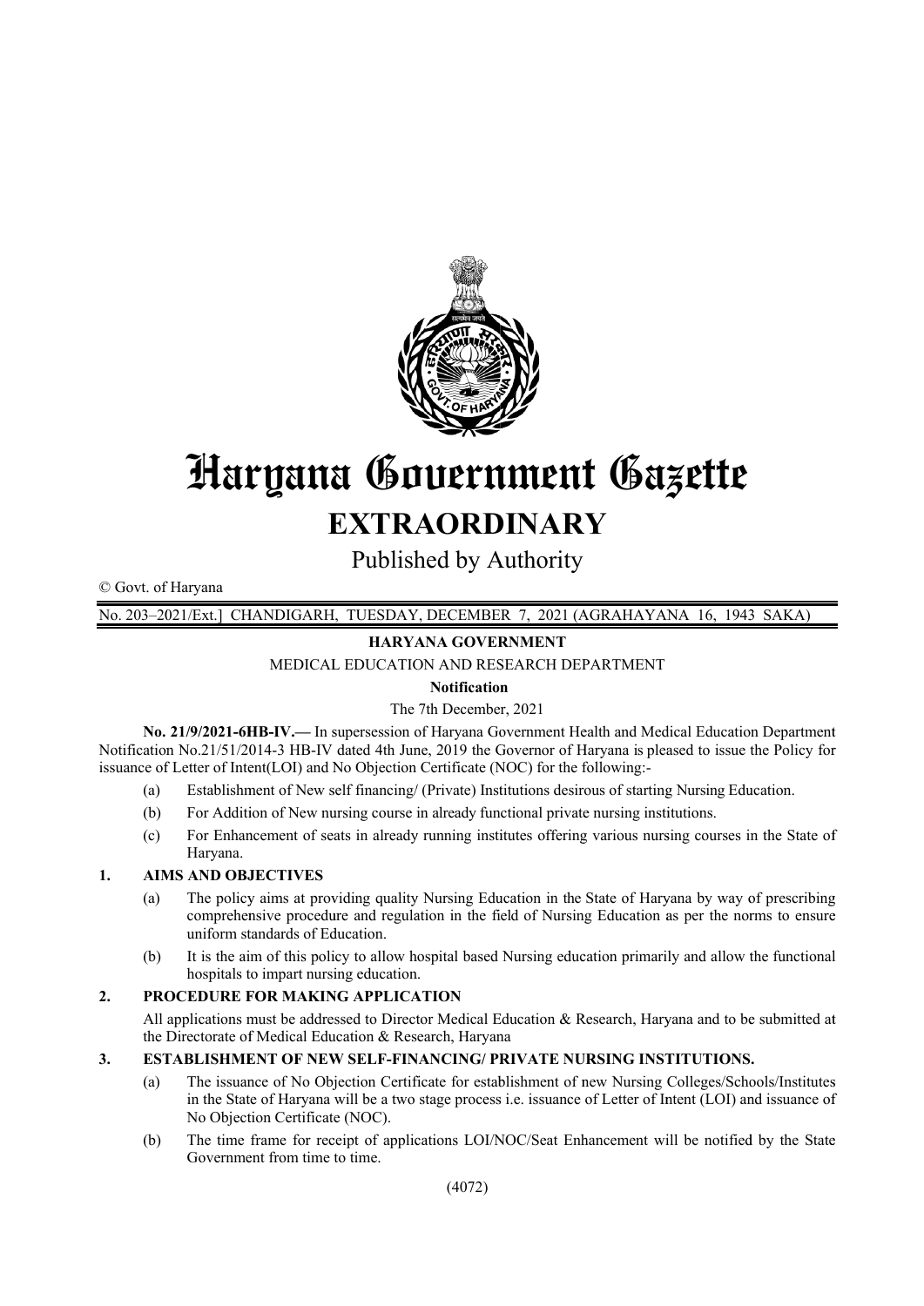# Haryana Government Gazette

## EXTRAORDINARY

Published by Authority

© Govt. of Haryana

No. 203–2021/Ext.] CHANDIGARH, TUESDAY, DECEMBER 7, 2021 (AGRAHAYANA 16, 1943 SAKA)

**HARYANA GOVERNMENT**

MEDICAL EDUCATION AND RESEARCH DEPARTMENT

**Notification**

The 7th December, 2021

**No. 21/9/2021-6HB-IV.—** In supersession of Haryana Government Health and Medical Education Department Notification No.21/51/2014-3 HB-IV dated 4th June, 2019 the Governor of Haryana is pleased to issue the Policy for issuance of Letter of Intent(LOI) and No Objection Certificate (NOC) for the following:-

(a) Establishment of New self financing/ (Private) Institutions desirous of starting Nursing Education.

(b) For Addition of New nursing course in already functional private nursing institutions.

(c) For Enhancement of seats in already running institutes offering various nursing courses in the State of Haryana.

**1. AIMS AND OBJECTIVES**

(a) The policy aims at providing quality Nursing Education in the State of Haryana by way of prescribing comprehensive procedure and regulation in the field of Nursing Education as per the norms to ensure uniform standards of Education.

(b) It is the aim of this policy to allow hospital based Nursing education primarily and allow the functional hospitals to impart nursing education.

**2. PROCEDURE FOR MAKING APPLICATION**

All applications must be addressed to Director Medical Education & Research, Haryana and to be submitted at the Directorate of Medical Education & Research, Haryana

**3. ESTABLISHMENT OF NEW SELF-FINANCING/ PRIVATE NURSING INSTITUTIONS.**

(a) The issuance of No Objection Certificate for establishment of new Nursing Colleges/Schools/Institutes in the State of Haryana will be a two stage process i.e. issuance of Letter of Intent (LOI) and issuance of No Objection Certificate (NOC).

(b) The time frame for receipt of applications LOI/NOC/Seat Enhancement will be notified by the State Government from time to time.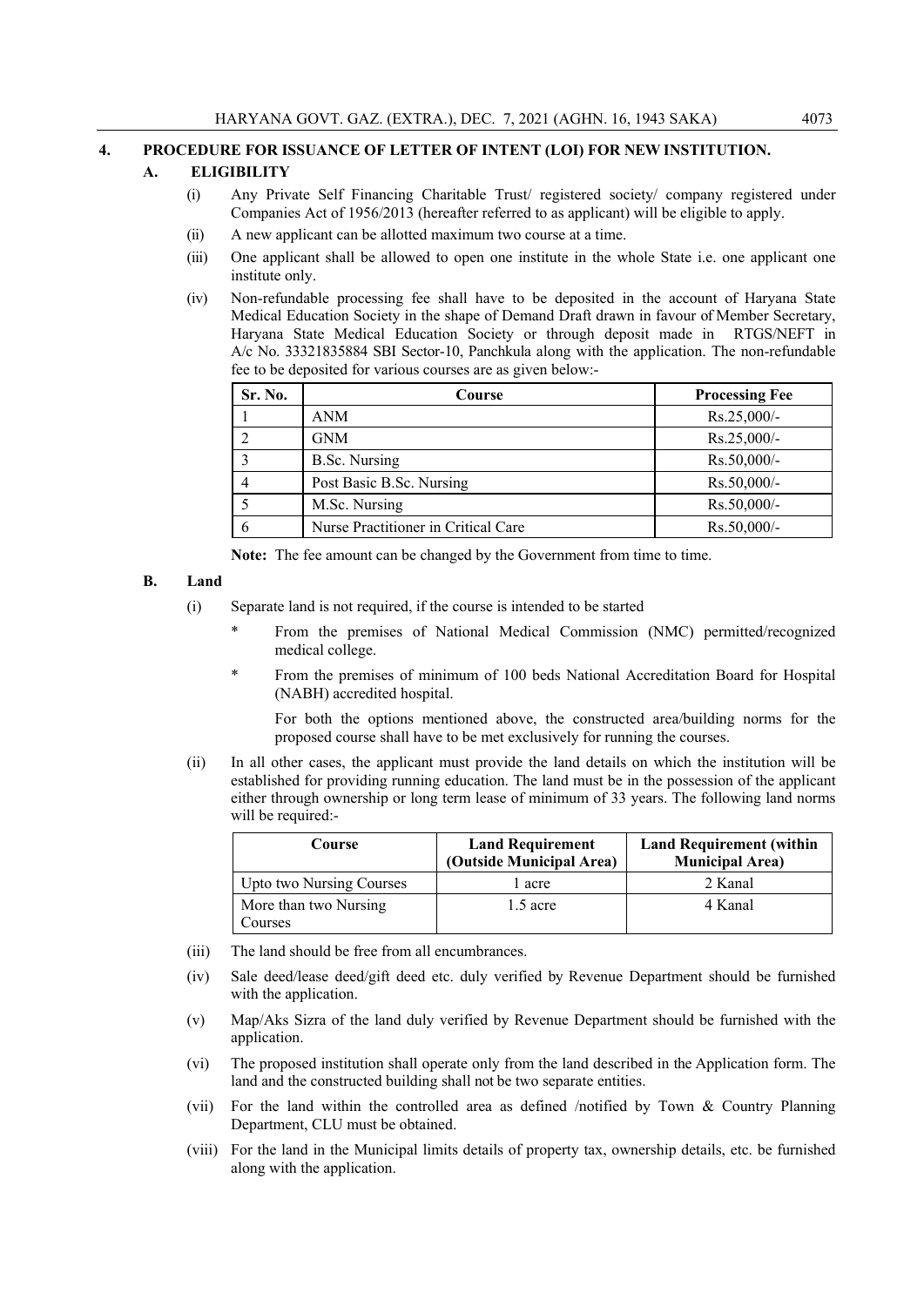## 4. PROCEDURE FOR ISSUANCE OF LETTER OF INTENT (LOI) FOR NEW INSTITUTION.

### A. ELIGIBILITY

(i) Any Private Self Financing Charitable Trust/ registered society/ company registered under Companies Act of 1956/2013 (hereafter referred to as applicant) will be eligible to apply.

(ii) A new applicant can be allotted maximum two course at a time.

(iii) One applicant shall be allowed to open one institute in the whole State i.e. one applicant one institute only.

(iv) Non-refundable processing fee shall have to be deposited in the account of Haryana State Medical Education Society in the shape of Demand Draft drawn in favour of Member Secretary, Haryana State Medical Education Society or through deposit made in RTGS/NEFT in A/c No. 33321835884 SBI Sector-10, Panchkula along with the application. The non-refundable fee to be deposited for various courses are as given below:-

| Sr. No. | Course | Processing Fee |
|---|---|---|
| 1 | ANM | Rs.25,000/- |
| 2 | GNM | Rs.25,000/- |
| 3 | B.Sc. Nursing | Rs.50,000/- |
| 4 | Post Basic B.Sc. Nursing | Rs.50,000/- |
| 5 | M.Sc. Nursing | Rs.50,000/- |
| 6 | Nurse Practitioner in Critical Care | Rs.50,000/- |

**Note:** The fee amount can be changed by the Government from time to time.

### B. Land

(i) Separate land is not required, if the course is intended to be started

- * From the premises of National Medical Commission (NMC) permitted/recognized medical college.
- * From the premises of minimum of 100 beds National Accreditation Board for Hospital (NABH) accredited hospital.

  For both the options mentioned above, the constructed area/building norms for the proposed course shall have to be met exclusively for running the courses.

(ii) In all other cases, the applicant must provide the land details on which the institution will be established for providing running education. The land must be in the possession of the applicant either through ownership or long term lease of minimum of 33 years. The following land norms will be required:-

| Course | Land Requirement (Outside Municipal Area) | Land Requirement (within Municipal Area) |
|---|---|---|
| Upto two Nursing Courses | 1 acre | 2 Kanal |
| More than two Nursing Courses | 1.5 acre | 4 Kanal |

(iii) The land should be free from all encumbrances.

(iv) Sale deed/lease deed/gift deed etc. duly verified by Revenue Department should be furnished with the application.

(v) Map/Aks Sizra of the land duly verified by Revenue Department should be furnished with the application.

(vi) The proposed institution shall operate only from the land described in the Application form. The land and the constructed building shall not be two separate entities.

(vii) For the land within the controlled area as defined /notified by Town & Country Planning Department, CLU must be obtained.

(viii) For the land in the Municipal limits details of property tax, ownership details, etc. be furnished along with the application.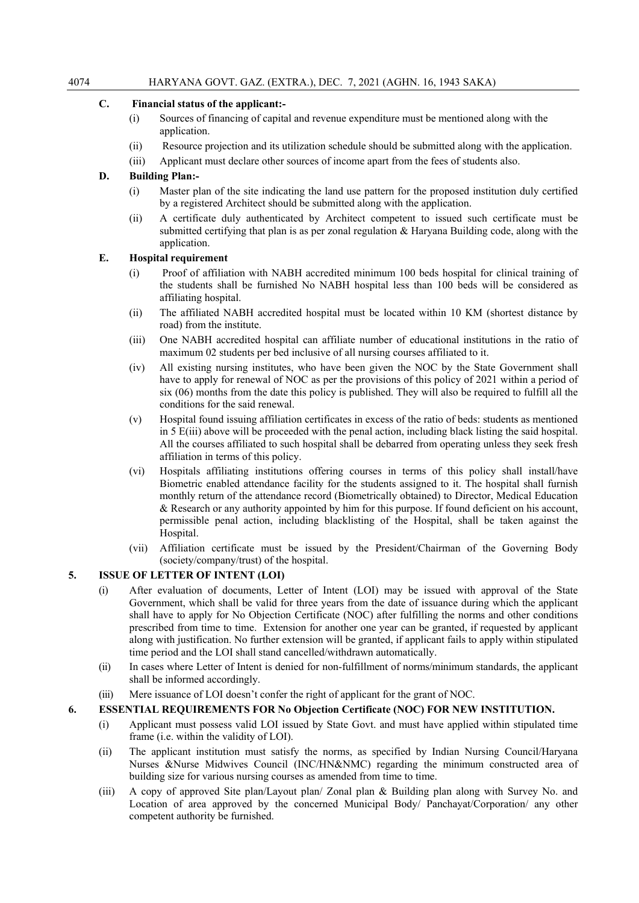**C. Financial status of the applicant:-**

(i) Sources of financing of capital and revenue expenditure must be mentioned along with the application.

(ii) Resource projection and its utilization schedule should be submitted along with the application.

(iii) Applicant must declare other sources of income apart from the fees of students also.

**D. Building Plan:-**

(i) Master plan of the site indicating the land use pattern for the proposed institution duly certified by a registered Architect should be submitted along with the application.

(ii) A certificate duly authenticated by Architect competent to issued such certificate must be submitted certifying that plan is as per zonal regulation & Haryana Building code, along with the application.

**E. Hospital requirement**

(i) Proof of affiliation with NABH accredited minimum 100 beds hospital for clinical training of the students shall be furnished No NABH hospital less than 100 beds will be considered as affiliating hospital.

(ii) The affiliated NABH accredited hospital must be located within 10 KM (shortest distance by road) from the institute.

(iii) One NABH accredited hospital can affiliate number of educational institutions in the ratio of maximum 02 students per bed inclusive of all nursing courses affiliated to it.

(iv) All existing nursing institutes, who have been given the NOC by the State Government shall have to apply for renewal of NOC as per the provisions of this policy of 2021 within a period of six (06) months from the date this policy is published. They will also be required to fulfill all the conditions for the said renewal.

(v) Hospital found issuing affiliation certificates in excess of the ratio of beds: students as mentioned in 5 E(iii) above will be proceeded with the penal action, including black listing the said hospital. All the courses affiliated to such hospital shall be debarred from operating unless they seek fresh affiliation in terms of this policy.

(vi) Hospitals affiliating institutions offering courses in terms of this policy shall install/have Biometric enabled attendance facility for the students assigned to it. The hospital shall furnish monthly return of the attendance record (Biometrically obtained) to Director, Medical Education & Research or any authority appointed by him for this purpose. If found deficient on his account, permissible penal action, including blacklisting of the Hospital, shall be taken against the Hospital.

(vii) Affiliation certificate must be issued by the President/Chairman of the Governing Body (society/company/trust) of the hospital.

## 5. ISSUE OF LETTER OF INTENT (LOI)

(i) After evaluation of documents, Letter of Intent (LOI) may be issued with approval of the State Government, which shall be valid for three years from the date of issuance during which the applicant shall have to apply for No Objection Certificate (NOC) after fulfilling the norms and other conditions prescribed from time to time. Extension for another one year can be granted, if requested by applicant along with justification. No further extension will be granted, if applicant fails to apply within stipulated time period and the LOI shall stand cancelled/withdrawn automatically.

(ii) In cases where Letter of Intent is denied for non-fulfillment of norms/minimum standards, the applicant shall be informed accordingly.

(iii) Mere issuance of LOI doesn't confer the right of applicant for the grant of NOC.

## 6. ESSENTIAL REQUIREMENTS FOR No Objection Certificate (NOC) FOR NEW INSTITUTION.

(i) Applicant must possess valid LOI issued by State Govt. and must have applied within stipulated time frame (i.e. within the validity of LOI).

(ii) The applicant institution must satisfy the norms, as specified by Indian Nursing Council/Haryana Nurses &Nurse Midwives Council (INC/HN&NMC) regarding the minimum constructed area of building size for various nursing courses as amended from time to time.

(iii) A copy of approved Site plan/Layout plan/ Zonal plan & Building plan along with Survey No. and Location of area approved by the concerned Municipal Body/ Panchayat/Corporation/ any other competent authority be furnished.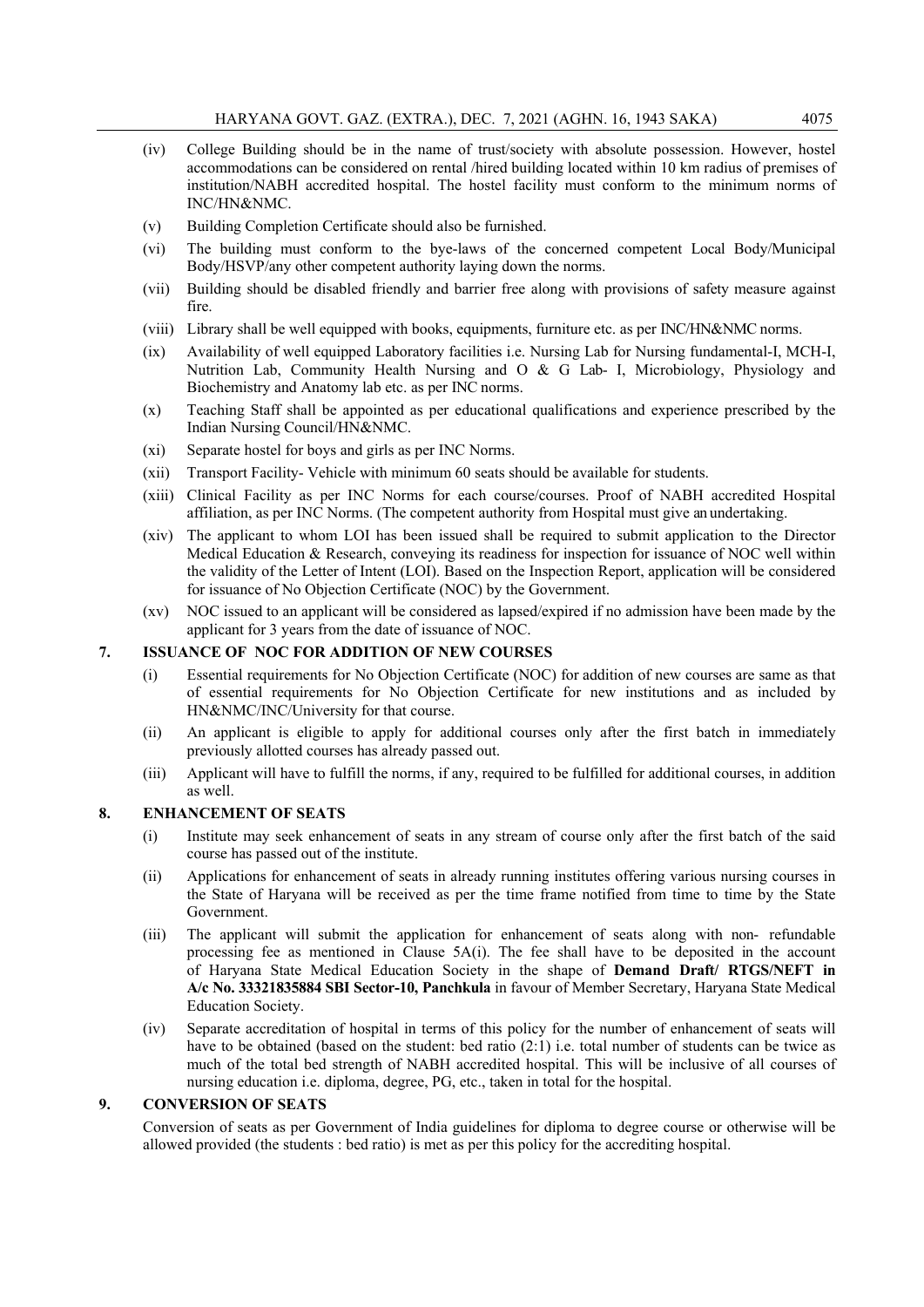(iv) College Building should be in the name of trust/society with absolute possession. However, hostel accommodations can be considered on rental /hired building located within 10 km radius of premises of institution/NABH accredited hospital. The hostel facility must conform to the minimum norms of INC/HN&NMC.

(v) Building Completion Certificate should also be furnished.

(vi) The building must conform to the bye-laws of the concerned competent Local Body/Municipal Body/HSVP/any other competent authority laying down the norms.

(vii) Building should be disabled friendly and barrier free along with provisions of safety measure against fire.

(viii) Library shall be well equipped with books, equipments, furniture etc. as per INC/HN&NMC norms.

(ix) Availability of well equipped Laboratory facilities i.e. Nursing Lab for Nursing fundamental-I, MCH-I, Nutrition Lab, Community Health Nursing and O & G Lab- I, Microbiology, Physiology and Biochemistry and Anatomy lab etc. as per INC norms.

(x) Teaching Staff shall be appointed as per educational qualifications and experience prescribed by the Indian Nursing Council/HN&NMC.

(xi) Separate hostel for boys and girls as per INC Norms.

(xii) Transport Facility- Vehicle with minimum 60 seats should be available for students.

(xiii) Clinical Facility as per INC Norms for each course/courses. Proof of NABH accredited Hospital affiliation, as per INC Norms. (The competent authority from Hospital must give an undertaking.

(xiv) The applicant to whom LOI has been issued shall be required to submit application to the Director Medical Education & Research, conveying its readiness for inspection for issuance of NOC well within the validity of the Letter of Intent (LOI). Based on the Inspection Report, application will be considered for issuance of No Objection Certificate (NOC) by the Government.

(xv) NOC issued to an applicant will be considered as lapsed/expired if no admission have been made by the applicant for 3 years from the date of issuance of NOC.

## 7. ISSUANCE OF NOC FOR ADDITION OF NEW COURSES

(i) Essential requirements for No Objection Certificate (NOC) for addition of new courses are same as that of essential requirements for No Objection Certificate for new institutions and as included by HN&NMC/INC/University for that course.

(ii) An applicant is eligible to apply for additional courses only after the first batch in immediately previously allotted courses has already passed out.

(iii) Applicant will have to fulfill the norms, if any, required to be fulfilled for additional courses, in addition as well.

## 8. ENHANCEMENT OF SEATS

(i) Institute may seek enhancement of seats in any stream of course only after the first batch of the said course has passed out of the institute.

(ii) Applications for enhancement of seats in already running institutes offering various nursing courses in the State of Haryana will be received as per the time frame notified from time to time by the State Government.

(iii) The applicant will submit the application for enhancement of seats along with non- refundable processing fee as mentioned in Clause 5A(i). The fee shall have to be deposited in the account of Haryana State Medical Education Society in the shape of **Demand Draft/ RTGS/NEFT in A/c No. 33321835884 SBI Sector-10, Panchkula** in favour of Member Secretary, Haryana State Medical Education Society.

(iv) Separate accreditation of hospital in terms of this policy for the number of enhancement of seats will have to be obtained (based on the student: bed ratio (2:1) i.e. total number of students can be twice as much of the total bed strength of NABH accredited hospital. This will be inclusive of all courses of nursing education i.e. diploma, degree, PG, etc., taken in total for the hospital.

## 9. CONVERSION OF SEATS

Conversion of seats as per Government of India guidelines for diploma to degree course or otherwise will be allowed provided (the students : bed ratio) is met as per this policy for the accrediting hospital.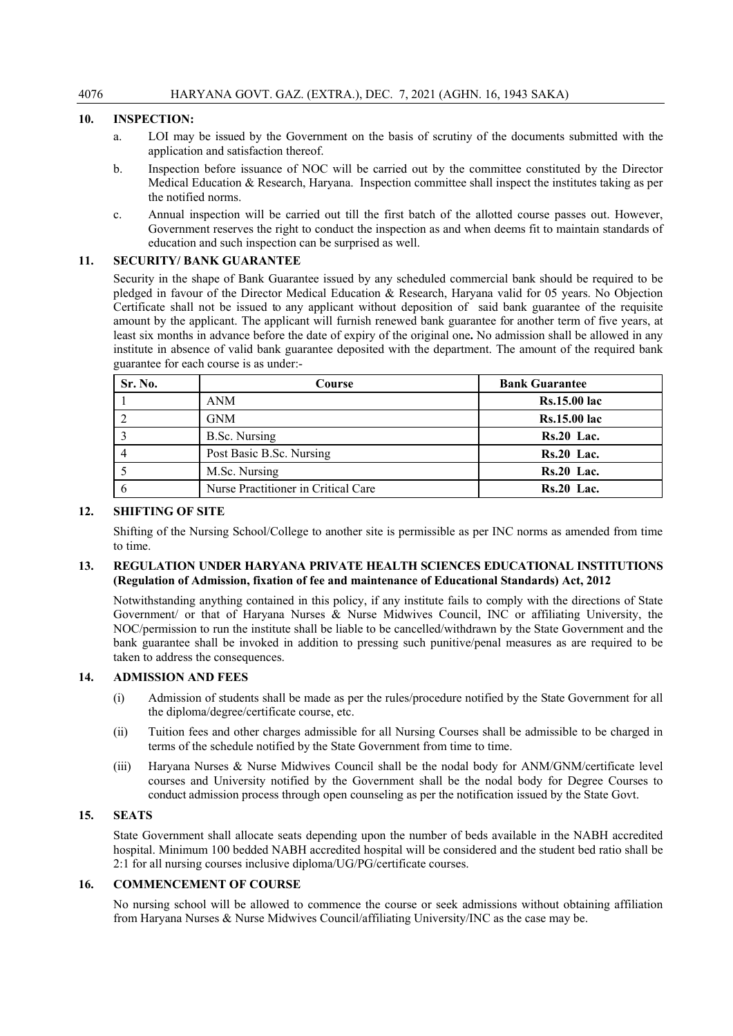## 10. INSPECTION:

a. LOI may be issued by the Government on the basis of scrutiny of the documents submitted with the application and satisfaction thereof.

b. Inspection before issuance of NOC will be carried out by the committee constituted by the Director Medical Education & Research, Haryana. Inspection committee shall inspect the institutes taking as per the notified norms.

c. Annual inspection will be carried out till the first batch of the allotted course passes out. However, Government reserves the right to conduct the inspection as and when deems fit to maintain standards of education and such inspection can be surprised as well.

## 11. SECURITY/ BANK GUARANTEE

Security in the shape of Bank Guarantee issued by any scheduled commercial bank should be required to be pledged in favour of the Director Medical Education & Research, Haryana valid for 05 years. No Objection Certificate shall not be issued to any applicant without deposition of said bank guarantee of the requisite amount by the applicant. The applicant will furnish renewed bank guarantee for another term of five years, at least six months in advance before the date of expiry of the original one**.** No admission shall be allowed in any institute in absence of valid bank guarantee deposited with the department. The amount of the required bank guarantee for each course is as under:-

| Sr. No. | Course | Bank Guarantee |
|---|---|---|
| 1 | ANM | **Rs.15.00 lac** |
| 2 | GNM | **Rs.15.00 lac** |
| 3 | B.Sc. Nursing | **Rs.20 Lac.** |
| 4 | Post Basic B.Sc. Nursing | **Rs.20 Lac.** |
| 5 | M.Sc. Nursing | **Rs.20 Lac.** |
| 6 | Nurse Practitioner in Critical Care | **Rs.20 Lac.** |

## 12. SHIFTING OF SITE

Shifting of the Nursing School/College to another site is permissible as per INC norms as amended from time to time.

## 13. REGULATION UNDER HARYANA PRIVATE HEALTH SCIENCES EDUCATIONAL INSTITUTIONS (Regulation of Admission, fixation of fee and maintenance of Educational Standards) Act, 2012

Notwithstanding anything contained in this policy, if any institute fails to comply with the directions of State Government/ or that of Haryana Nurses & Nurse Midwives Council, INC or affiliating University, the NOC/permission to run the institute shall be liable to be cancelled/withdrawn by the State Government and the bank guarantee shall be invoked in addition to pressing such punitive/penal measures as are required to be taken to address the consequences.

## 14. ADMISSION AND FEES

(i) Admission of students shall be made as per the rules/procedure notified by the State Government for all the diploma/degree/certificate course, etc.

(ii) Tuition fees and other charges admissible for all Nursing Courses shall be admissible to be charged in terms of the schedule notified by the State Government from time to time.

(iii) Haryana Nurses & Nurse Midwives Council shall be the nodal body for ANM/GNM/certificate level courses and University notified by the Government shall be the nodal body for Degree Courses to conduct admission process through open counseling as per the notification issued by the State Govt.

## 15. SEATS

State Government shall allocate seats depending upon the number of beds available in the NABH accredited hospital. Minimum 100 bedded NABH accredited hospital will be considered and the student bed ratio shall be 2:1 for all nursing courses inclusive diploma/UG/PG/certificate courses.

## 16. COMMENCEMENT OF COURSE

No nursing school will be allowed to commence the course or seek admissions without obtaining affiliation from Haryana Nurses & Nurse Midwives Council/affiliating University/INC as the case may be.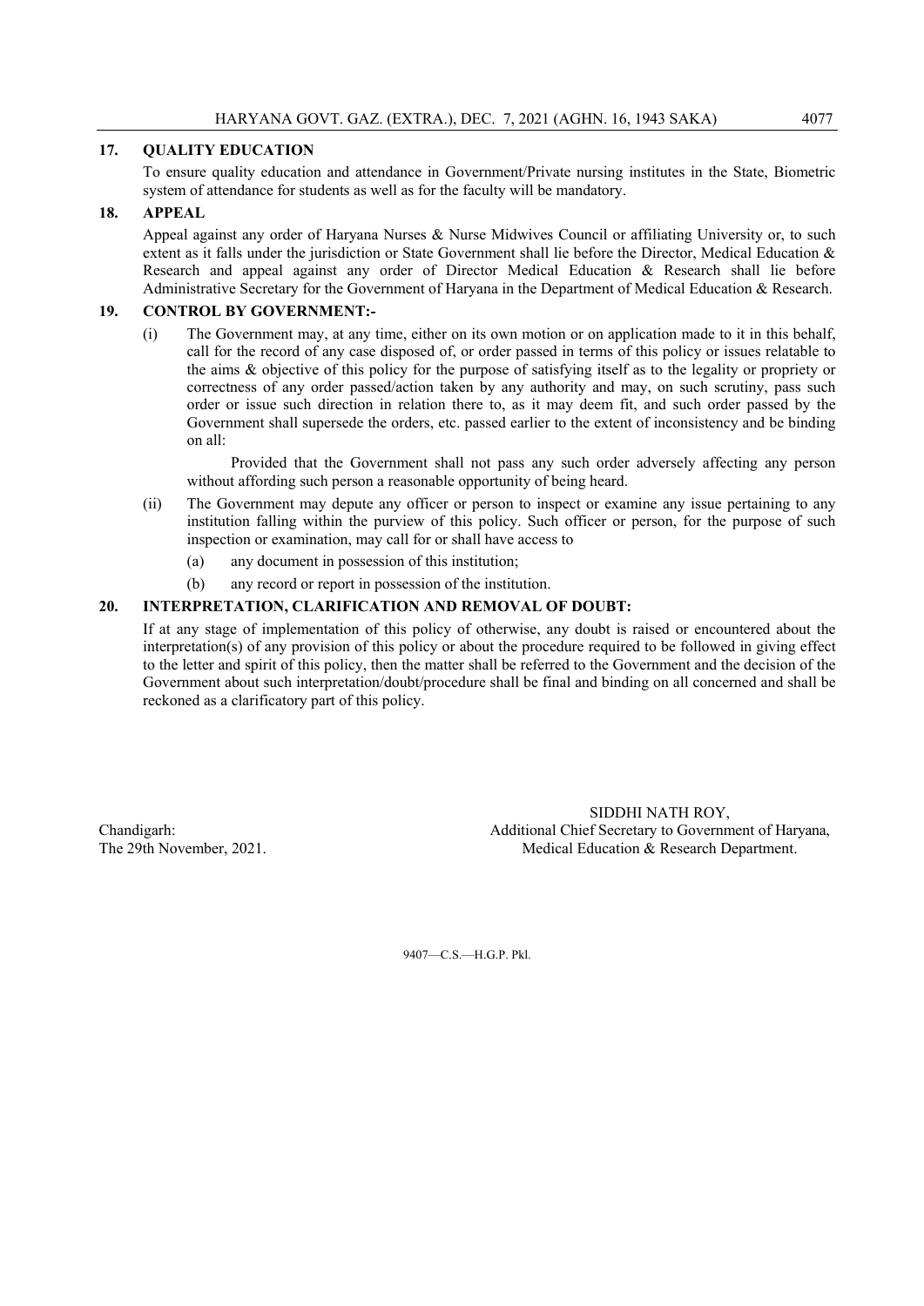**17. QUALITY EDUCATION**

To ensure quality education and attendance in Government/Private nursing institutes in the State, Biometric system of attendance for students as well as for the faculty will be mandatory.

**18. APPEAL**

Appeal against any order of Haryana Nurses & Nurse Midwives Council or affiliating University or, to such extent as it falls under the jurisdiction or State Government shall lie before the Director, Medical Education & Research and appeal against any order of Director Medical Education & Research shall lie before Administrative Secretary for the Government of Haryana in the Department of Medical Education & Research.

**19. CONTROL BY GOVERNMENT:-**

(i) The Government may, at any time, either on its own motion or on application made to it in this behalf, call for the record of any case disposed of, or order passed in terms of this policy or issues relatable to the aims & objective of this policy for the purpose of satisfying itself as to the legality or propriety or correctness of any order passed/action taken by any authority and may, on such scrutiny, pass such order or issue such direction in relation there to, as it may deem fit, and such order passed by the Government shall supersede the orders, etc. passed earlier to the extent of inconsistency and be binding on all:

Provided that the Government shall not pass any such order adversely affecting any person without affording such person a reasonable opportunity of being heard.

(ii) The Government may depute any officer or person to inspect or examine any issue pertaining to any institution falling within the purview of this policy. Such officer or person, for the purpose of such inspection or examination, may call for or shall have access to

(a) any document in possession of this institution;

(b) any record or report in possession of the institution.

**20. INTERPRETATION, CLARIFICATION AND REMOVAL OF DOUBT:**

If at any stage of implementation of this policy of otherwise, any doubt is raised or encountered about the interpretation(s) of any provision of this policy or about the procedure required to be followed in giving effect to the letter and spirit of this policy, then the matter shall be referred to the Government and the decision of the Government about such interpretation/doubt/procedure shall be final and binding on all concerned and shall be reckoned as a clarificatory part of this policy.

SIDDHI NATH ROY,
Additional Chief Secretary to Government of Haryana,
Medical Education & Research Department.

Chandigarh:
The 29th November, 2021.

9407—C.S.—H.G.P. Pkl.